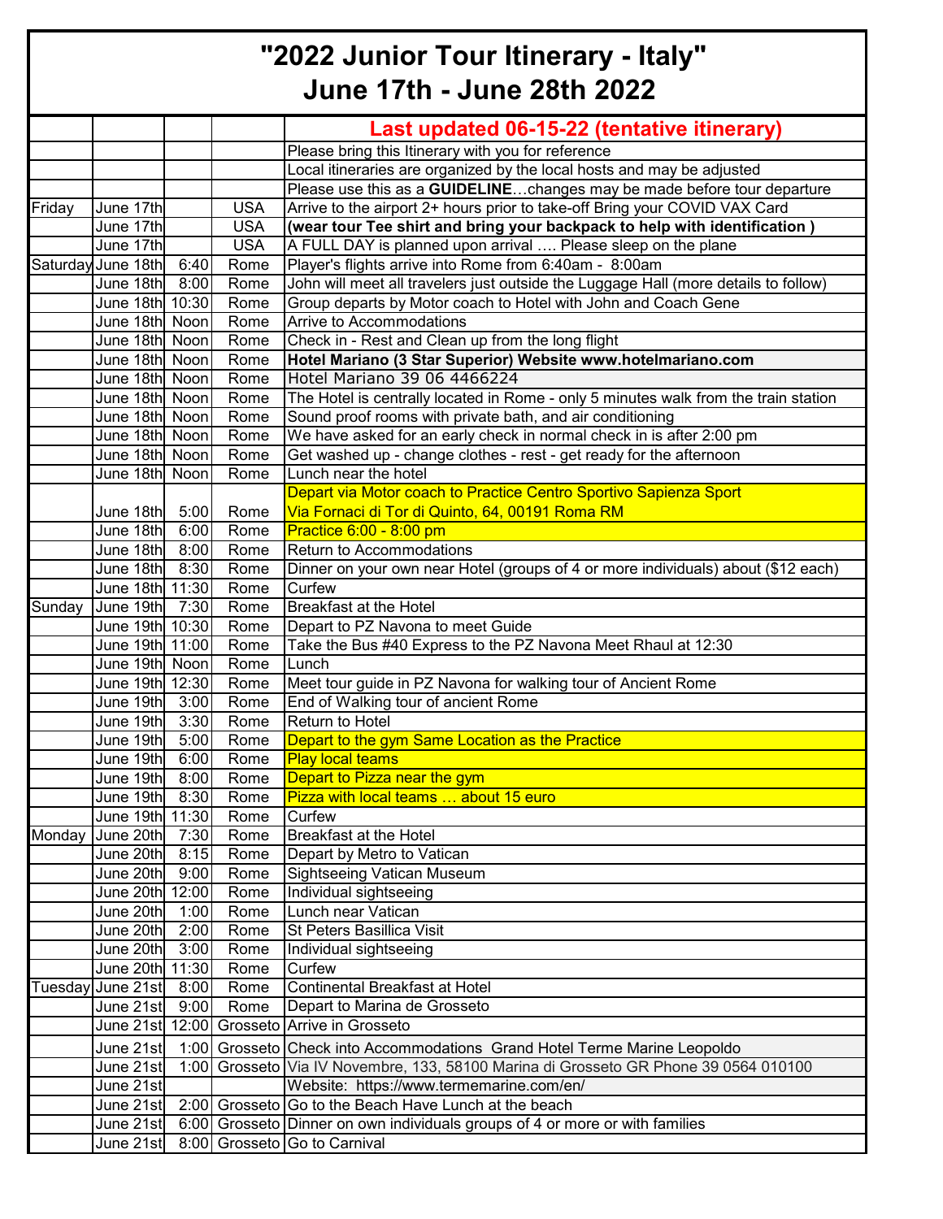# "2022 Junior Tour Itinerary - Italy"
# June 17th - June 28th 2022

| | | | | **Last updated 06-15-22 (tentative itinerary)** |
|---|---|---|---|---|
| | | | | Please bring this Itinerary with you for reference |
| | | | | Local itineraries are organized by the local hosts and may be adjusted |
| | | | | Please use this as a **GUIDELINE**…changes may be made before tour departure |
| Friday | June 17th | | USA | Arrive to the airport 2+ hours prior to take-off Bring your COVID VAX Card |
| | June 17th | | USA | **(wear tour Tee shirt and bring your backpack to help with identification )** |
| | June 17th | | USA | A FULL DAY is planned upon arrival …. Please sleep on the plane |
| Saturday | June 18th | 6:40 | Rome | Player's flights arrive into Rome from 6:40am - 8:00am |
| | June 18th | 8:00 | Rome | John will meet all travelers just outside the Luggage Hall (more details to follow) |
| | June 18th | 10:30 | Rome | Group departs by Motor coach to Hotel with John and Coach Gene |
| | June 18th | Noon | Rome | Arrive to Accommodations |
| | June 18th | Noon | Rome | Check in - Rest and Clean up from the long flight |
| | June 18th | Noon | Rome | **Hotel Mariano (3 Star Superior) Website www.hotelmariano.com** |
| | June 18th | Noon | Rome | Hotel Mariano 39 06 4466224 |
| | June 18th | Noon | Rome | The Hotel is centrally located in Rome - only 5 minutes walk from the train station |
| | June 18th | Noon | Rome | Sound proof rooms with private bath, and air conditioning |
| | June 18th | Noon | Rome | We have asked for an early check in normal check in is after 2:00 pm |
| | June 18th | Noon | Rome | Get washed up - change clothes - rest - get ready for the afternoon |
| | June 18th | Noon | Rome | Lunch near the hotel |
| | June 18th | 5:00 | Rome | Depart via Motor coach to Practice Centro Sportivo Sapienza Sport Via Fornaci di Tor di Quinto, 64, 00191 Roma RM |
| | June 18th | 6:00 | Rome | Practice 6:00 - 8:00 pm |
| | June 18th | 8:00 | Rome | Return to Accommodations |
| | June 18th | 8:30 | Rome | Dinner on your own near Hotel (groups of 4 or more individuals) about ($12 each) |
| | June 18th | 11:30 | Rome | Curfew |
| Sunday | June 19th | 7:30 | Rome | Breakfast at the Hotel |
| | June 19th | 10:30 | Rome | Depart to PZ Navona to meet Guide |
| | June 19th | 11:00 | Rome | Take the Bus #40 Express to the PZ Navona Meet Rhaul at 12:30 |
| | June 19th | Noon | Rome | Lunch |
| | June 19th | 12:30 | Rome | Meet tour guide in PZ Navona for walking tour of Ancient Rome |
| | June 19th | 3:00 | Rome | End of Walking tour of ancient Rome |
| | June 19th | 3:30 | Rome | Return to Hotel |
| | June 19th | 5:00 | Rome | Depart to the gym Same Location as the Practice |
| | June 19th | 6:00 | Rome | Play local teams |
| | June 19th | 8:00 | Rome | Depart to Pizza near the gym |
| | June 19th | 8:30 | Rome | Pizza with local teams … about 15 euro |
| | June 19th | 11:30 | Rome | Curfew |
| Monday | June 20th | 7:30 | Rome | Breakfast at the Hotel |
| | June 20th | 8:15 | Rome | Depart by Metro to Vatican |
| | June 20th | 9:00 | Rome | Sightseeing Vatican Museum |
| | June 20th | 12:00 | Rome | Individual sightseeing |
| | June 20th | 1:00 | Rome | Lunch near Vatican |
| | June 20th | 2:00 | Rome | St Peters Basillica Visit |
| | June 20th | 3:00 | Rome | Individual sightseeing |
| | June 20th | 11:30 | Rome | Curfew |
| Tuesday | June 21st | 8:00 | Rome | Continental Breakfast at Hotel |
| | June 21st | 9:00 | Rome | Depart to Marina de Grosseto |
| | June 21st | 12:00 | Grosseto | Arrive in Grosseto |
| | June 21st | 1:00 | Grosseto | Check into Accommodations Grand Hotel Terme Marine Leopoldo |
| | June 21st | 1:00 | Grosseto | Via IV Novembre, 133, 58100 Marina di Grosseto GR Phone 39 0564 010100 |
| | June 21st | | | Website: https://www.termemarine.com/en/ |
| | June 21st | 2:00 | Grosseto | Go to the Beach Have Lunch at the beach |
| | June 21st | 6:00 | Grosseto | Dinner on own individuals groups of 4 or more or with families |
| | June 21st | 8:00 | Grosseto | Go to Carnival |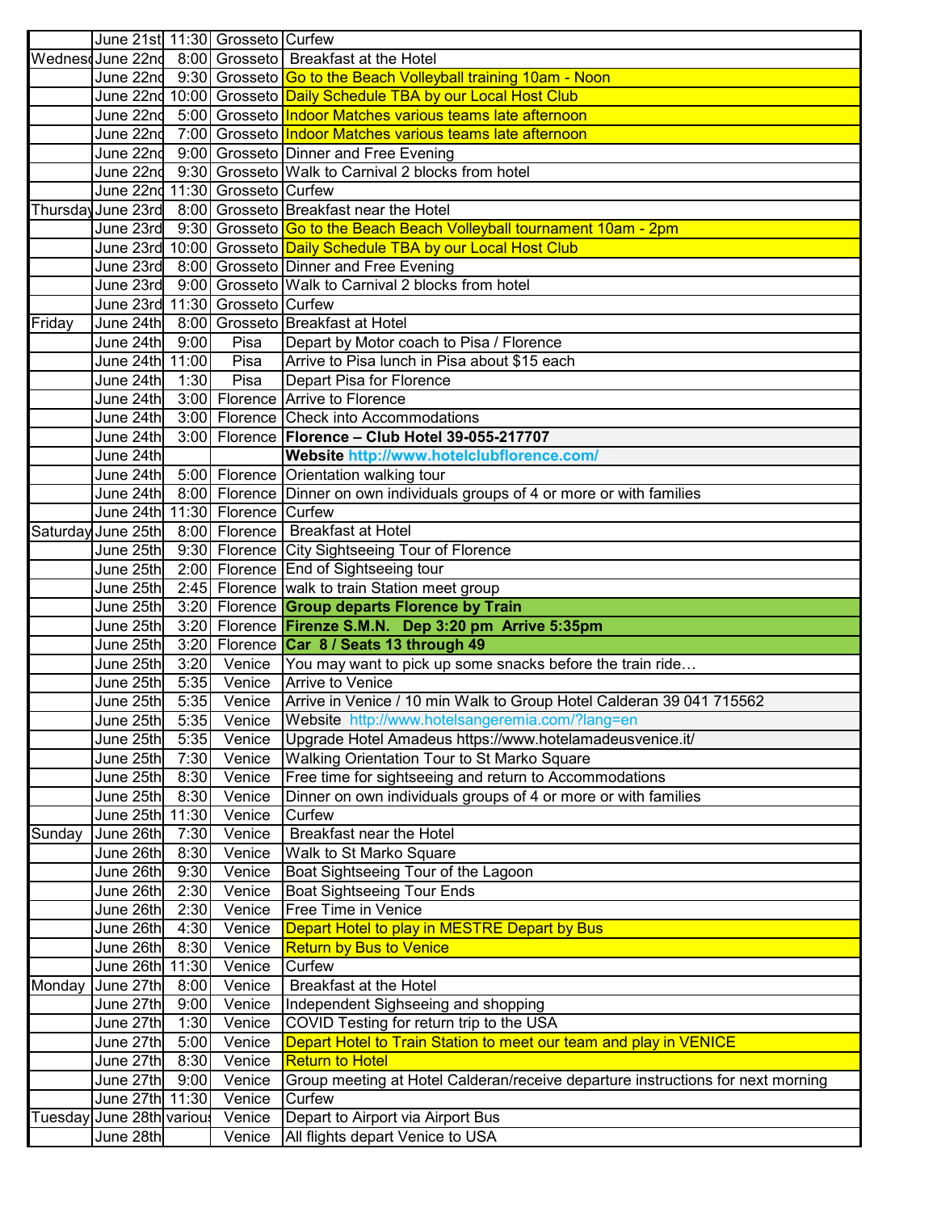| | | | | |
|---|---|---|---|---|
| | June 21st | 11:30 | Grosseto | Curfew |
| Wednesd | June 22nd | 8:00 | Grosseto | Breakfast at the Hotel |
| | June 22nd | 9:30 | Grosseto | Go to the Beach Volleyball training 10am - Noon |
| | June 22nd | 10:00 | Grosseto | Daily Schedule TBA by our Local Host Club |
| | June 22nd | 5:00 | Grosseto | Indoor Matches various teams late afternoon |
| | June 22nd | 7:00 | Grosseto | Indoor Matches various teams late afternoon |
| | June 22nd | 9:00 | Grosseto | Dinner and Free Evening |
| | June 22nd | 9:30 | Grosseto | Walk to Carnival 2 blocks from hotel |
| | June 22nd | 11:30 | Grosseto | Curfew |
| Thursday | June 23rd | 8:00 | Grosseto | Breakfast near the Hotel |
| | June 23rd | 9:30 | Grosseto | Go to the Beach Beach Volleyball tournament 10am - 2pm |
| | June 23rd | 10:00 | Grosseto | Daily Schedule TBA by our Local Host Club |
| | June 23rd | 8:00 | Grosseto | Dinner and Free Evening |
| | June 23rd | 9:00 | Grosseto | Walk to Carnival 2 blocks from hotel |
| | June 23rd | 11:30 | Grosseto | Curfew |
| Friday | June 24th | 8:00 | Grosseto | Breakfast at Hotel |
| | June 24th | 9:00 | Pisa | Depart by Motor coach to Pisa / Florence |
| | June 24th | 11:00 | Pisa | Arrive to Pisa lunch in Pisa about $15 each |
| | June 24th | 1:30 | Pisa | Depart Pisa for Florence |
| | June 24th | 3:00 | Florence | Arrive to Florence |
| | June 24th | 3:00 | Florence | Check into Accommodations |
| | June 24th | 3:00 | Florence | **Florence – Club Hotel 39-055-217707** |
| | June 24th | | | **Website http://www.hotelclubflorence.com/** |
| | June 24th | 5:00 | Florence | Orientation walking tour |
| | June 24th | 8:00 | Florence | Dinner on own individuals groups of 4 or more or with families |
| | June 24th | 11:30 | Florence | Curfew |
| Saturday | June 25th | 8:00 | Florence | Breakfast at Hotel |
| | June 25th | 9:30 | Florence | City Sightseeing Tour of Florence |
| | June 25th | 2:00 | Florence | End of Sightseeing tour |
| | June 25th | 2:45 | Florence | walk to train Station meet group |
| | June 25th | 3:20 | Florence | **Group departs Florence by Train** |
| | June 25th | 3:20 | Florence | **Firenze S.M.N. Dep 3:20 pm Arrive 5:35pm** |
| | June 25th | 3:20 | Florence | **Car 8 / Seats 13 through 49** |
| | June 25th | 3:20 | Venice | You may want to pick up some snacks before the train ride… |
| | June 25th | 5:35 | Venice | Arrive to Venice |
| | June 25th | 5:35 | Venice | Arrive in Venice / 10 min Walk to Group Hotel Calderan 39 041 715562 |
| | June 25th | 5:35 | Venice | Website http://www.hotelsangeremia.com/?lang=en |
| | June 25th | 5:35 | Venice | Upgrade Hotel Amadeus https://www.hotelamadeusvenice.it/ |
| | June 25th | 7:30 | Venice | Walking Orientation Tour to St Marko Square |
| | June 25th | 8:30 | Venice | Free time for sightseeing and return to Accommodations |
| | June 25th | 8:30 | Venice | Dinner on own individuals groups of 4 or more or with families |
| | June 25th | 11:30 | Venice | Curfew |
| Sunday | June 26th | 7:30 | Venice | Breakfast near the Hotel |
| | June 26th | 8:30 | Venice | Walk to St Marko Square |
| | June 26th | 9:30 | Venice | Boat Sightseeing Tour of the Lagoon |
| | June 26th | 2:30 | Venice | Boat Sightseeing Tour Ends |
| | June 26th | 2:30 | Venice | Free Time in Venice |
| | June 26th | 4:30 | Venice | Depart Hotel to play in MESTRE Depart by Bus |
| | June 26th | 8:30 | Venice | Return by Bus to Venice |
| | June 26th | 11:30 | Venice | Curfew |
| Monday | June 27th | 8:00 | Venice | Breakfast at the Hotel |
| | June 27th | 9:00 | Venice | Independent Sighseeing and shopping |
| | June 27th | 1:30 | Venice | COVID Testing for return trip to the USA |
| | June 27th | 5:00 | Venice | Depart Hotel to Train Station to meet our team and play in VENICE |
| | June 27th | 8:30 | Venice | Return to Hotel |
| | June 27th | 9:00 | Venice | Group meeting at Hotel Calderan/receive departure instructions for next morning |
| | June 27th | 11:30 | Venice | Curfew |
| Tuesday | June 28th | various | Venice | Depart to Airport via Airport Bus |
| | June 28th | | Venice | All flights depart Venice to USA |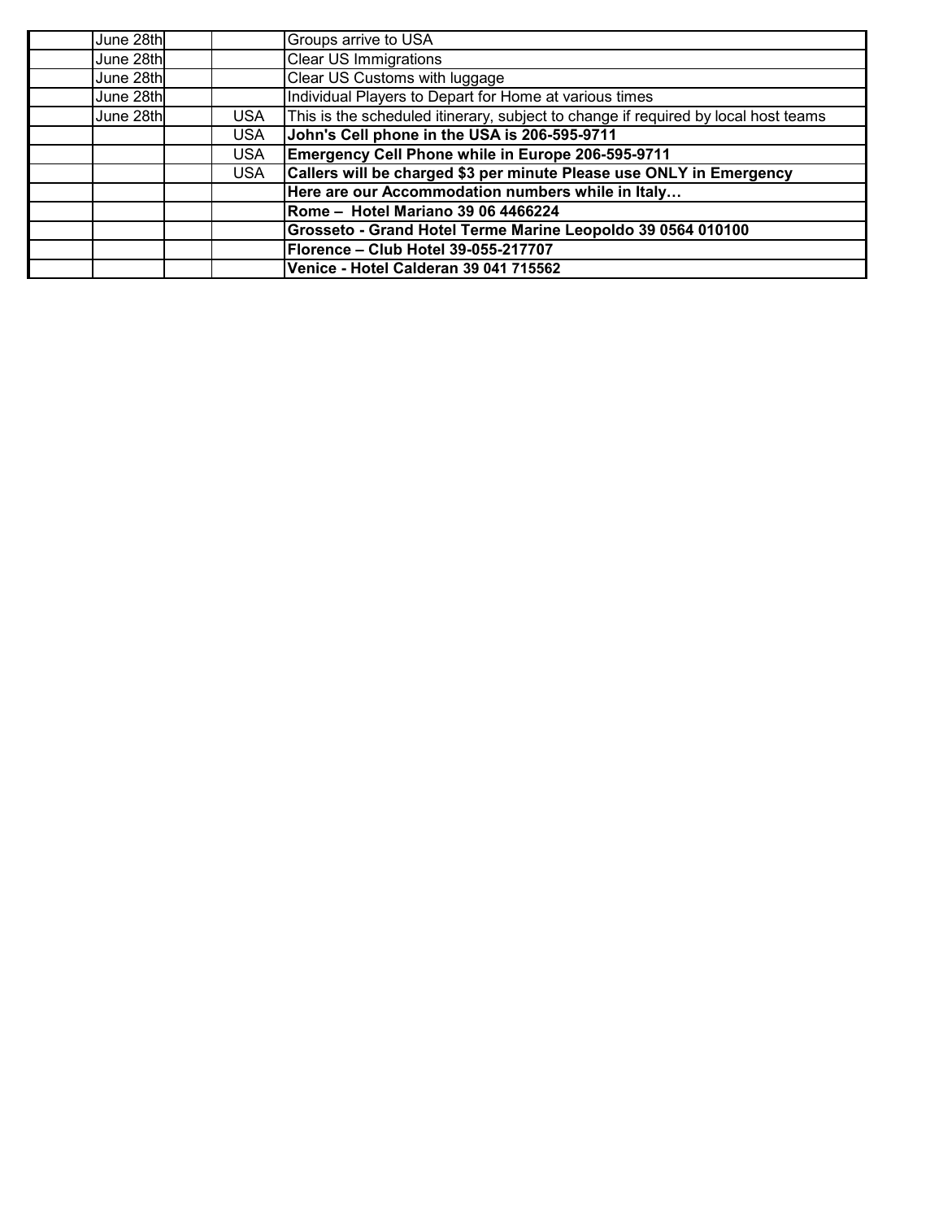| | | | | |
|---|---|---|---|---|
| | June 28th | | | Groups arrive to USA |
| | June 28th | | | Clear US Immigrations |
| | June 28th | | | Clear US Customs with luggage |
| | June 28th | | | Individual Players to Depart for Home at various times |
| | June 28th | | USA | This is the scheduled itinerary, subject to change if required by local host teams |
| | | | USA | **John's Cell phone in the USA is 206-595-9711** |
| | | | USA | **Emergency Cell Phone while in Europe 206-595-9711** |
| | | | USA | **Callers will be charged $3 per minute Please use ONLY in Emergency** |
| | | | | **Here are our Accommodation numbers while in Italy…** |
| | | | | **Rome – Hotel Mariano 39 06 4466224** |
| | | | | **Grosseto - Grand Hotel Terme Marine Leopoldo 39 0564 010100** |
| | | | | **Florence – Club Hotel 39-055-217707** |
| | | | | **Venice - Hotel Calderan 39 041 715562** |